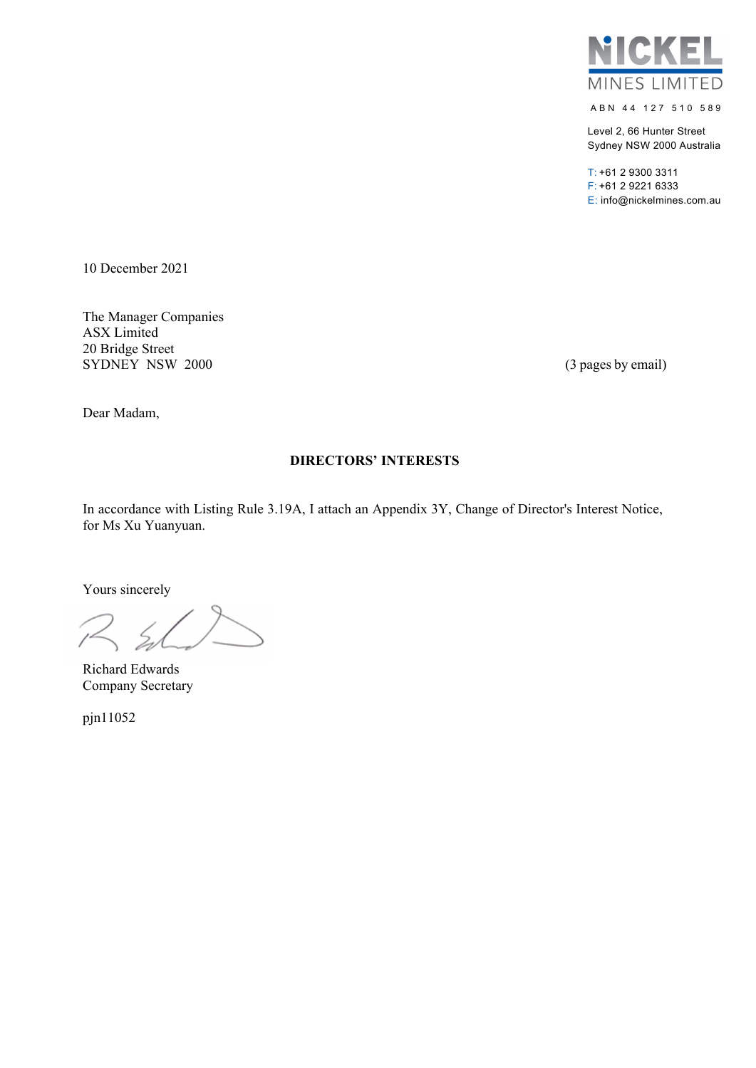NICKEL MINES LIMITED

ABN 44 127 510 589

Level 2, 66 Hunter Street
Sydney NSW 2000 Australia

T: +61 2 9300 3311
F: +61 2 9221 6333
E: info@nickelmines.com.au

10 December 2021

The Manager Companies
ASX Limited
20 Bridge Street
SYDNEY NSW 2000

(3 pages by email)

Dear Madam,

**DIRECTORS' INTERESTS**

In accordance with Listing Rule 3.19A, I attach an Appendix 3Y, Change of Director's Interest Notice, for Ms Xu Yuanyuan.

Yours sincerely

Richard Edwards
Company Secretary

pjn11052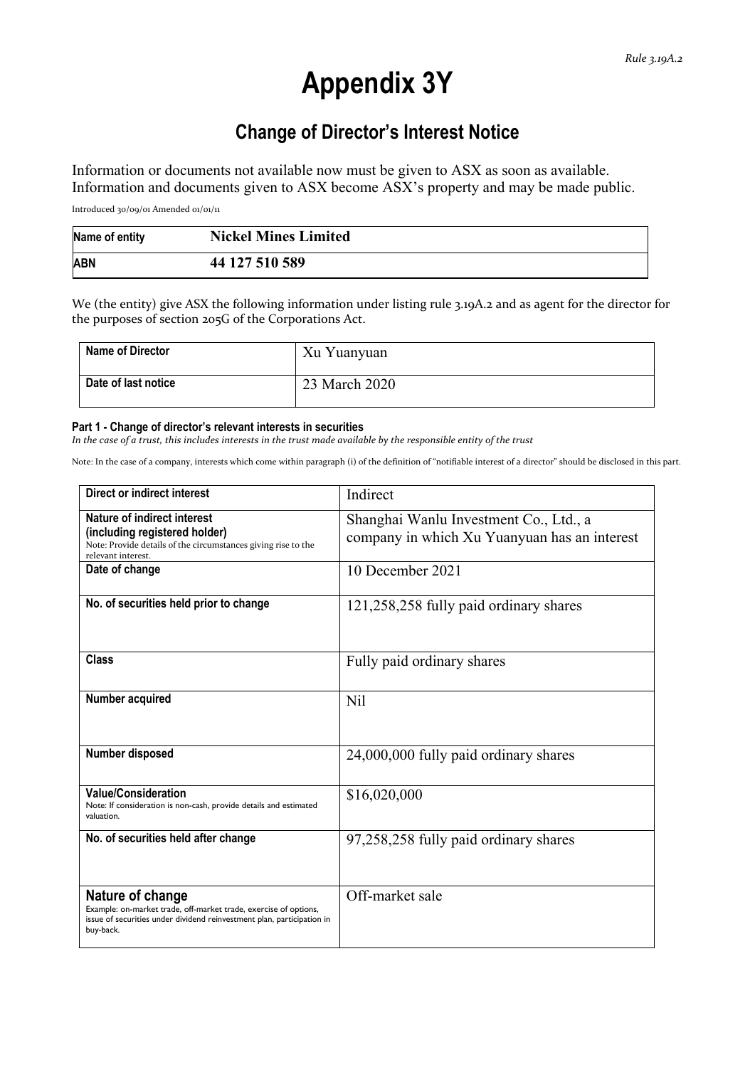Rule 3.19A.2

# Appendix 3Y

## Change of Director's Interest Notice

Information or documents not available now must be given to ASX as soon as available. Information and documents given to ASX become ASX's property and may be made public.

Introduced 30/09/01 Amended 01/01/11

| | |
|---|---|
| **Name of entity** | **Nickel Mines Limited** |
| **ABN** | **44 127 510 589** |

We (the entity) give ASX the following information under listing rule 3.19A.2 and as agent for the director for the purposes of section 205G of the Corporations Act.

| | |
|---|---|
| **Name of Director** | Xu Yuanyuan |
| **Date of last notice** | 23 March 2020 |

#### Part 1 - Change of director's relevant interests in securities

*In the case of a trust, this includes interests in the trust made available by the responsible entity of the trust*

Note: In the case of a company, interests which come within paragraph (i) of the definition of "notifiable interest of a director" should be disclosed in this part.

| | |
|---|---|
| **Direct or indirect interest** | Indirect |
| **Nature of indirect interest (including registered holder)** Note: Provide details of the circumstances giving rise to the relevant interest. | Shanghai Wanlu Investment Co., Ltd., a company in which Xu Yuanyuan has an interest |
| **Date of change** | 10 December 2021 |
| **No. of securities held prior to change** | 121,258,258 fully paid ordinary shares |
| **Class** | Fully paid ordinary shares |
| **Number acquired** | Nil |
| **Number disposed** | 24,000,000 fully paid ordinary shares |
| **Value/Consideration** Note: If consideration is non-cash, provide details and estimated valuation. | $16,020,000 |
| **No. of securities held after change** | 97,258,258 fully paid ordinary shares |
| **Nature of change** Example: on-market trade, off-market trade, exercise of options, issue of securities under dividend reinvestment plan, participation in buy-back. | Off-market sale |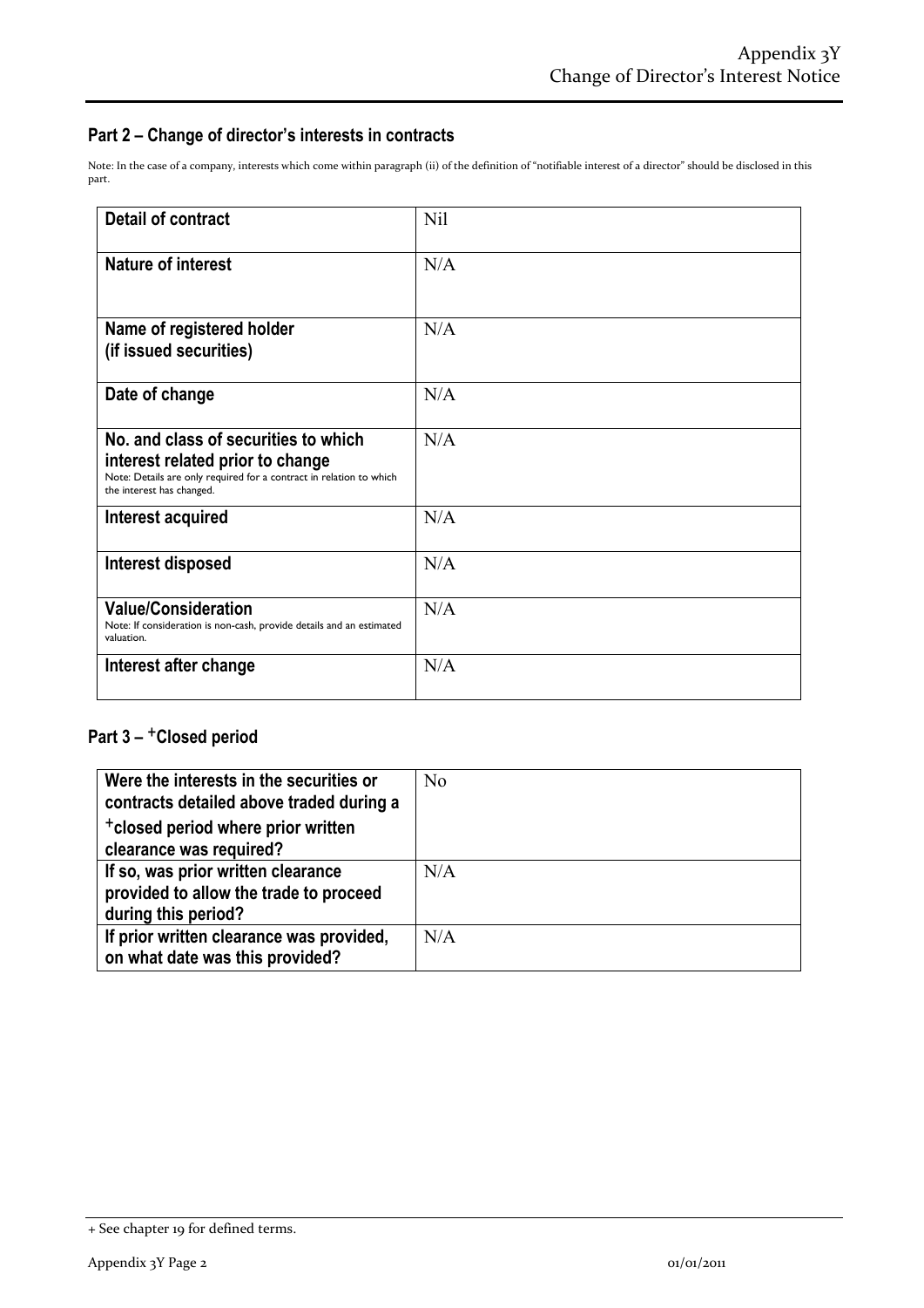## Part 2 – Change of director's interests in contracts

Note: In the case of a company, interests which come within paragraph (ii) of the definition of "notifiable interest of a director" should be disclosed in this part.

| | |
|---|---|
| **Detail of contract** | Nil |
| **Nature of interest** | N/A |
| **Name of registered holder (if issued securities)** | N/A |
| **Date of change** | N/A |
| **No. and class of securities to which interest related prior to change** Note: Details are only required for a contract in relation to which the interest has changed. | N/A |
| **Interest acquired** | N/A |
| **Interest disposed** | N/A |
| **Value/Consideration** Note: If consideration is non-cash, provide details and an estimated valuation. | N/A |
| **Interest after change** | N/A |

## Part 3 – +Closed period

| | |
|---|---|
| **Were the interests in the securities or contracts detailed above traded during a +closed period where prior written clearance was required?** | No |
| **If so, was prior written clearance provided to allow the trade to proceed during this period?** | N/A |
| **If prior written clearance was provided, on what date was this provided?** | N/A |

+ See chapter 19 for defined terms.